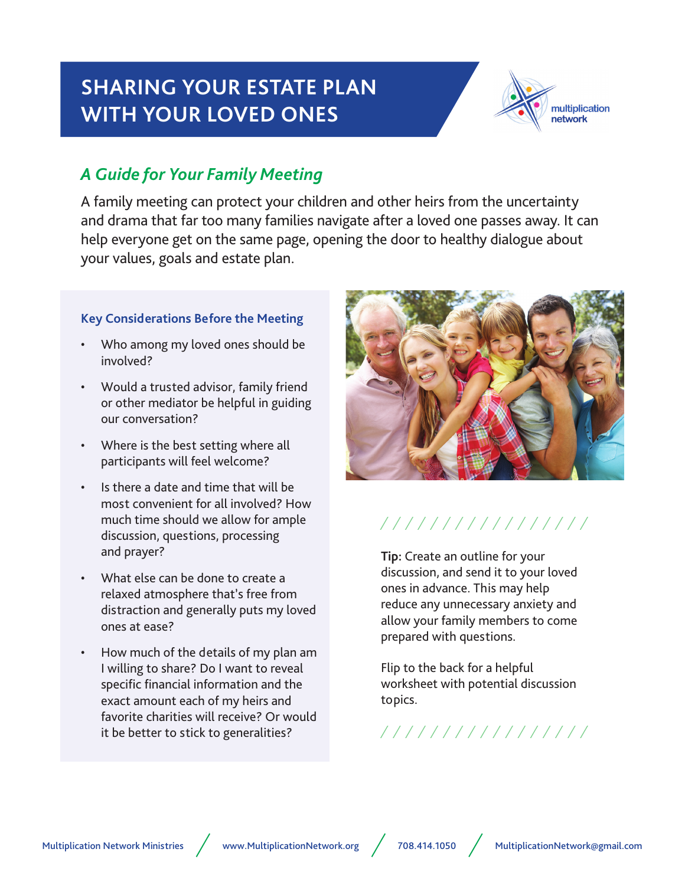# SHARING YOUR ESTATE PLAN WITH YOUR LOVED ONES

multiplication network

## *A Guide for Your Family Meeting*

A family meeting can protect your children and other heirs from the uncertainty and drama that far too many families navigate after a loved one passes away. It can help everyone get on the same page, opening the door to healthy dialogue about your values, goals and estate plan.

### Key Considerations Before the Meeting

- Who among my loved ones should be involved?
- Would a trusted advisor, family friend or other mediator be helpful in guiding our conversation?
- Where is the best setting where all participants will feel welcome?
- Is there a date and time that will be most convenient for all involved? How much time should we allow for ample discussion, questions, processing and prayer?
- What else can be done to create a relaxed atmosphere that's free from distraction and generally puts my loved ones at ease?
- How much of the details of my plan am I willing to share? Do I want to reveal specific financial information and the exact amount each of my heirs and favorite charities will receive? Or would it be better to stick to generalities?

**Tip:** Create an outline for your discussion, and send it to your loved ones in advance. This may help reduce any unnecessary anxiety and allow your family members to come prepared with questions.

Flip to the back for a helpful worksheet with potential discussion topics.

Multiplication Network Ministries / www.MultiplicationNetwork.org / 708.414.1050 / MultiplicationNetwork@gmail.com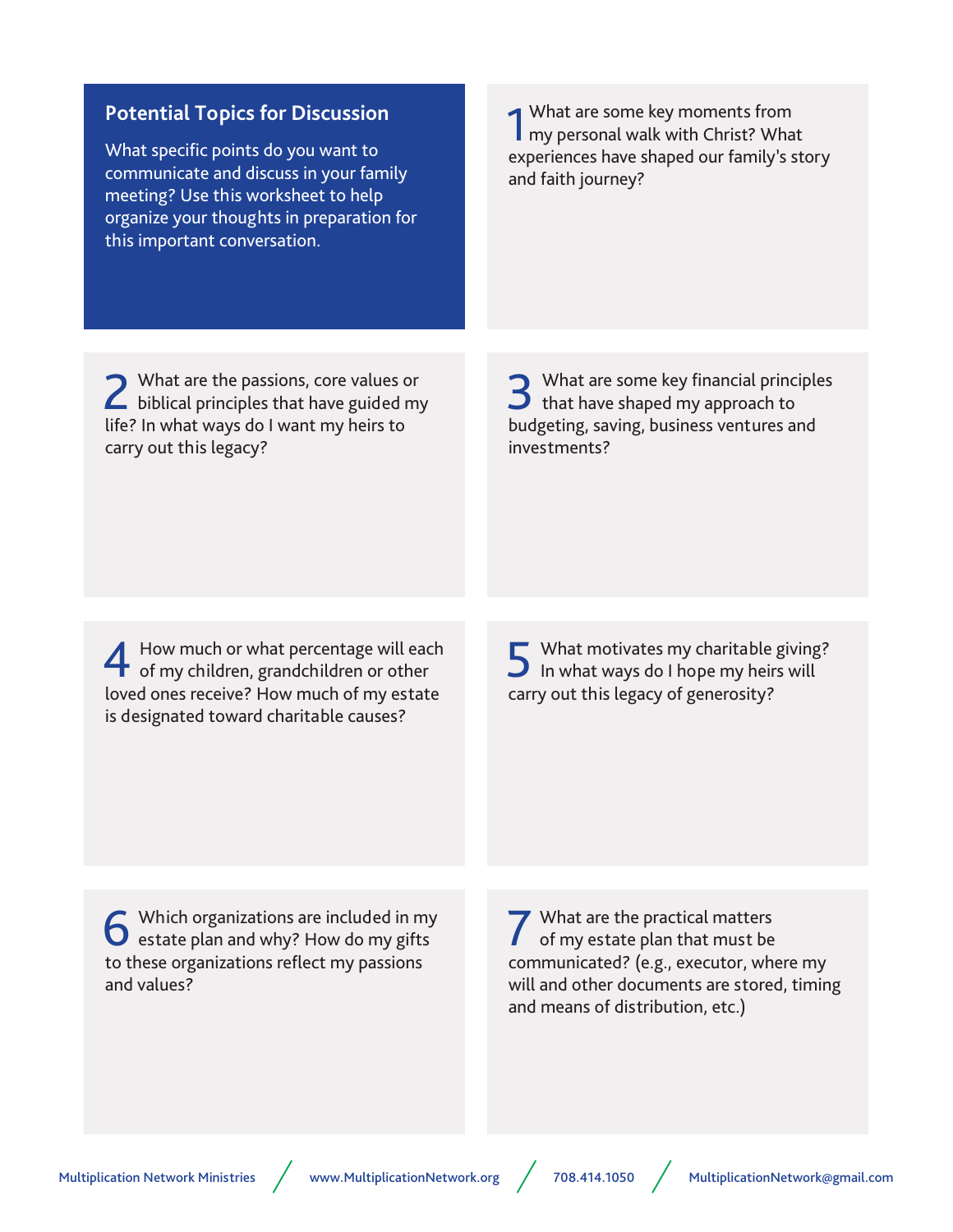## Potential Topics for Discussion

What specific points do you want to communicate and discuss in your family meeting? Use this worksheet to help organize your thoughts in preparation for this important conversation.

1. What are some key moments from my personal walk with Christ? What experiences have shaped our family's story and faith journey?

2. What are the passions, core values or biblical principles that have guided my life? In what ways do I want my heirs to carry out this legacy?

3. What are some key financial principles that have shaped my approach to budgeting, saving, business ventures and investments?

4. How much or what percentage will each of my children, grandchildren or other loved ones receive? How much of my estate is designated toward charitable causes?

5. What motivates my charitable giving? In what ways do I hope my heirs will carry out this legacy of generosity?

6. Which organizations are included in my estate plan and why? How do my gifts to these organizations reflect my passions and values?

7. What are the practical matters of my estate plan that must be communicated? (e.g., executor, where my will and other documents are stored, timing and means of distribution, etc.)

Multiplication Network Ministries / www.MultiplicationNetwork.org / 708.414.1050 / MultiplicationNetwork@gmail.com